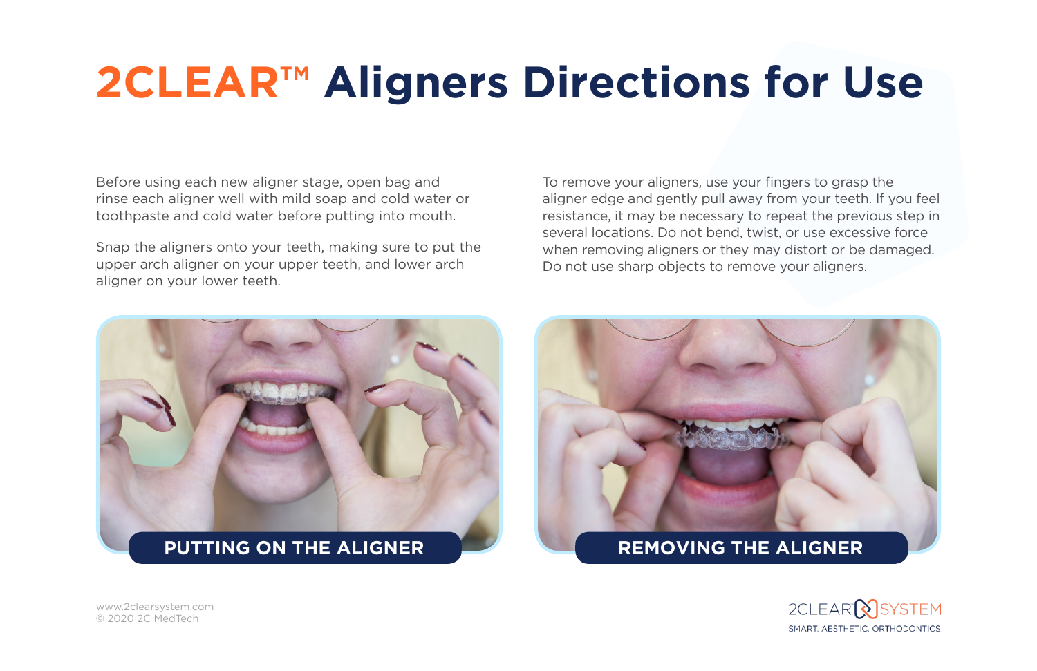# 2CLEAR™ Aligners Directions for Use

Before using each new aligner stage, open bag and rinse each aligner well with mild soap and cold water or toothpaste and cold water before putting into mouth.

Snap the aligners onto your teeth, making sure to put the upper arch aligner on your upper teeth, and lower arch aligner on your lower teeth.

To remove your aligners, use your fingers to grasp the aligner edge and gently pull away from your teeth. If you feel resistance, it may be necessary to repeat the previous step in several locations. Do not bend, twist, or use excessive force when removing aligners or they may distort or be damaged. Do not use sharp objects to remove your aligners.

**PUTTING ON THE ALIGNER**

**REMOVING THE ALIGNER**

www.2clearsystem.com
© 2020 2C MedTech

2CLEAR SYSTEM
SMART. AESTHETIC. ORTHODONTICS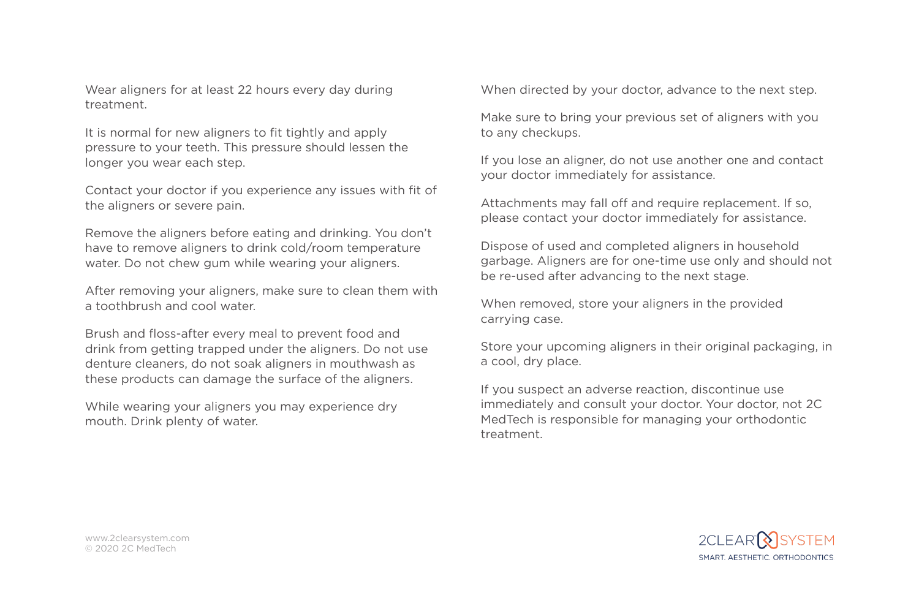Wear aligners for at least 22 hours every day during treatment.

It is normal for new aligners to fit tightly and apply pressure to your teeth. This pressure should lessen the longer you wear each step.

Contact your doctor if you experience any issues with fit of the aligners or severe pain.

Remove the aligners before eating and drinking. You don't have to remove aligners to drink cold/room temperature water. Do not chew gum while wearing your aligners.

After removing your aligners, make sure to clean them with a toothbrush and cool water.

Brush and floss-after every meal to prevent food and drink from getting trapped under the aligners. Do not use denture cleaners, do not soak aligners in mouthwash as these products can damage the surface of the aligners.

While wearing your aligners you may experience dry mouth. Drink plenty of water.

When directed by your doctor, advance to the next step.

Make sure to bring your previous set of aligners with you to any checkups.

If you lose an aligner, do not use another one and contact your doctor immediately for assistance.

Attachments may fall off and require replacement. If so, please contact your doctor immediately for assistance.

Dispose of used and completed aligners in household garbage. Aligners are for one-time use only and should not be re-used after advancing to the next stage.

When removed, store your aligners in the provided carrying case.

Store your upcoming aligners in their original packaging, in a cool, dry place.

If you suspect an adverse reaction, discontinue use immediately and consult your doctor. Your doctor, not 2C MedTech is responsible for managing your orthodontic treatment.

www.2clearsystem.com
© 2020 2C MedTech

2CLEAR SYSTEM
SMART. AESTHETIC. ORTHODONTICS